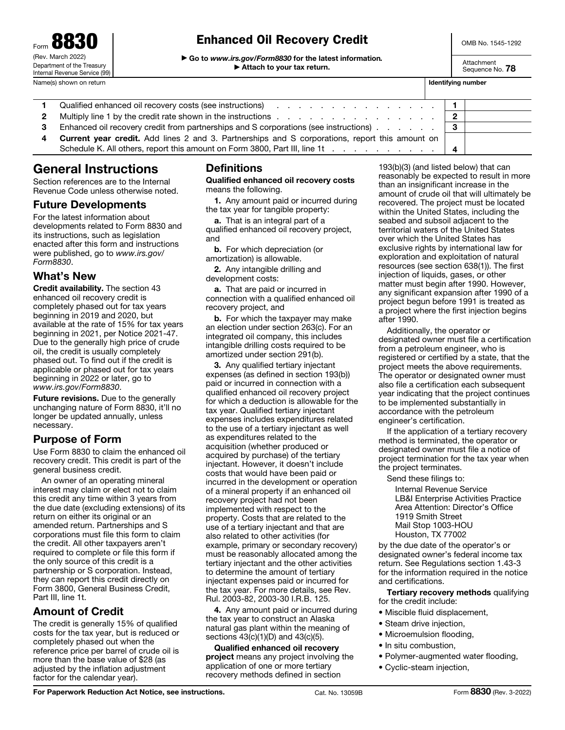Form **8830**
(Rev. March 2022)
Department of the Treasury
Internal Revenue Service (99)

# Enhanced Oil Recovery Credit

▶ Go to *www.irs.gov/Form8830* for the latest information.
▶ Attach to your tax return.

OMB No. 1545-1292

Attachment Sequence No. **78**

Name(s) shown on return | **Identifying number**

| | | | |
|---|---|---|---|
| **1** | Qualified enhanced oil recovery costs (see instructions) | **1** | |
| **2** | Multiply line 1 by the credit rate shown in the instructions | **2** | |
| **3** | Enhanced oil recovery credit from partnerships and S corporations (see instructions) | **3** | |
| **4** | **Current year credit.** Add lines 2 and 3. Partnerships and S corporations, report this amount on Schedule K. All others, report this amount on Form 3800, Part III, line 1t | **4** | |

## General Instructions

Section references are to the Internal Revenue Code unless otherwise noted.

### Future Developments

For the latest information about developments related to Form 8830 and its instructions, such as legislation enacted after this form and instructions were published, go to *www.irs.gov/Form8830*.

### What's New

**Credit availability.** The section 43 enhanced oil recovery credit is completely phased out for tax years beginning in 2019 and 2020, but available at the rate of 15% for tax years beginning in 2021, per Notice 2021-47. Due to the generally high price of crude oil, the credit is usually completely phased out. To find out if the credit is applicable or phased out for tax years beginning in 2022 or later, go to *www.irs.gov/Form8830*.

**Future revisions.** Due to the generally unchanging nature of Form 8830, it'll no longer be updated annually, unless necessary.

### Purpose of Form

Use Form 8830 to claim the enhanced oil recovery credit. This credit is part of the general business credit.

An owner of an operating mineral interest may claim or elect not to claim this credit any time within 3 years from the due date (excluding extensions) of its return on either its original or an amended return. Partnerships and S corporations must file this form to claim the credit. All other taxpayers aren't required to complete or file this form if the only source of this credit is a partnership or S corporation. Instead, they can report this credit directly on Form 3800, General Business Credit, Part III, line 1t.

### Amount of Credit

The credit is generally 15% of qualified costs for the tax year, but is reduced or completely phased out when the reference price per barrel of crude oil is more than the base value of $28 (as adjusted by the inflation adjustment factor for the calendar year).

### Definitions

**Qualified enhanced oil recovery costs** means the following.

**1.** Any amount paid or incurred during the tax year for tangible property:

**a.** That is an integral part of a qualified enhanced oil recovery project, and

**b.** For which depreciation (or amortization) is allowable.

**2.** Any intangible drilling and development costs:

**a.** That are paid or incurred in connection with a qualified enhanced oil recovery project, and

**b.** For which the taxpayer may make an election under section 263(c). For an integrated oil company, this includes intangible drilling costs required to be amortized under section 291(b).

**3.** Any qualified tertiary injectant expenses (as defined in section 193(b)) paid or incurred in connection with a qualified enhanced oil recovery project for which a deduction is allowable for the tax year. Qualified tertiary injectant expenses includes expenditures related to the use of a tertiary injectant as well as expenditures related to the acquisition (whether produced or acquired by purchase) of the tertiary injectant. However, it doesn't include costs that would have been paid or incurred in the development or operation of a mineral property if an enhanced oil recovery project had not been implemented with respect to the property. Costs that are related to the use of a tertiary injectant and that are also related to other activities (for example, primary or secondary recovery) must be reasonably allocated among the tertiary injectant and the other activities to determine the amount of tertiary injectant expenses paid or incurred for the tax year. For more details, see Rev. Rul. 2003-82, 2003-30 I.R.B. 125.

**4.** Any amount paid or incurred during the tax year to construct an Alaska natural gas plant within the meaning of sections 43(c)(1)(D) and 43(c)(5).

**Qualified enhanced oil recovery project** means any project involving the application of one or more tertiary recovery methods defined in section 193(b)(3) (and listed below) that can reasonably be expected to result in more than an insignificant increase in the amount of crude oil that will ultimately be recovered. The project must be located within the United States, including the seabed and subsoil adjacent to the territorial waters of the United States over which the United States has exclusive rights by international law for exploration and exploitation of natural resources (see section 638(1)). The first injection of liquids, gases, or other matter must begin after 1990. However, any significant expansion after 1990 of a project begun before 1991 is treated as a project where the first injection begins after 1990.

Additionally, the operator or designated owner must file a certification from a petroleum engineer, who is registered or certified by a state, that the project meets the above requirements. The operator or designated owner must also file a certification each subsequent year indicating that the project continues to be implemented substantially in accordance with the petroleum engineer's certification.

If the application of a tertiary recovery method is terminated, the operator or designated owner must file a notice of project termination for the tax year when the project terminates.

Send these filings to:

Internal Revenue Service
LB&I Enterprise Activities Practice
Area Attention: Director's Office
1919 Smith Street
Mail Stop 1003-HOU
Houston, TX 77002

by the due date of the operator's or designated owner's federal income tax return. See Regulations section 1.43-3 for the information required in the notice and certifications.

**Tertiary recovery methods** qualifying for the credit include:

- Miscible fluid displacement,
- Steam drive injection,
- Microemulsion flooding,
- In situ combustion,
- Polymer-augmented water flooding,
- Cyclic-steam injection,

**For Paperwork Reduction Act Notice, see instructions.** Cat. No. 13059B Form **8830** (Rev. 3-2022)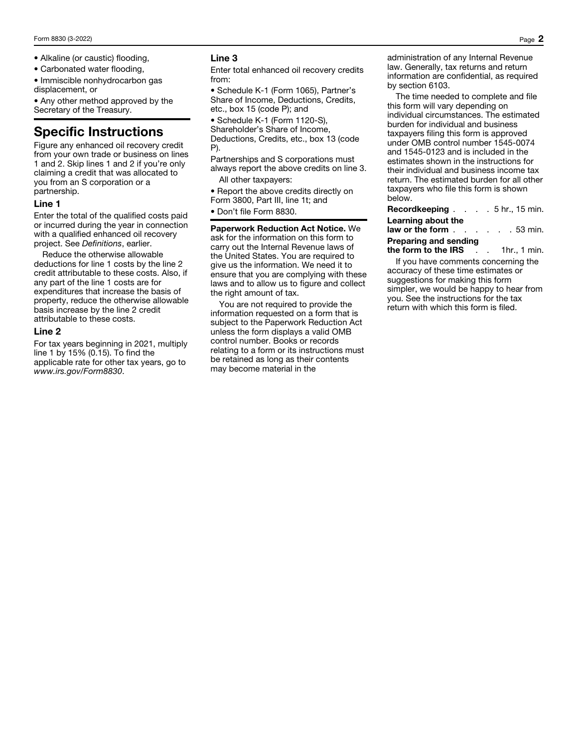- Alkaline (or caustic) flooding,
- Carbonated water flooding,
- Immiscible nonhydrocarbon gas displacement, or
- Any other method approved by the Secretary of the Treasury.

## Specific Instructions

Figure any enhanced oil recovery credit from your own trade or business on lines 1 and 2. Skip lines 1 and 2 if you're only claiming a credit that was allocated to you from an S corporation or a partnership.

### Line 1

Enter the total of the qualified costs paid or incurred during the year in connection with a qualified enhanced oil recovery project. See *Definitions*, earlier.

Reduce the otherwise allowable deductions for line 1 costs by the line 2 credit attributable to these costs. Also, if any part of the line 1 costs are for expenditures that increase the basis of property, reduce the otherwise allowable basis increase by the line 2 credit attributable to these costs.

### Line 2

For tax years beginning in 2021, multiply line 1 by 15% (0.15). To find the applicable rate for other tax years, go to *www.irs.gov/Form8830*.

### Line 3

Enter total enhanced oil recovery credits from:

- Schedule K-1 (Form 1065), Partner's Share of Income, Deductions, Credits, etc., box 15 (code P); and
- Schedule K-1 (Form 1120-S), Shareholder's Share of Income, Deductions, Credits, etc., box 13 (code P).

Partnerships and S corporations must always report the above credits on line 3.

All other taxpayers:

- Report the above credits directly on Form 3800, Part III, line 1t; and
- Don't file Form 8830.

**Paperwork Reduction Act Notice.** We ask for the information on this form to carry out the Internal Revenue laws of the United States. You are required to give us the information. We need it to ensure that you are complying with these laws and to allow us to figure and collect the right amount of tax.

You are not required to provide the information requested on a form that is subject to the Paperwork Reduction Act unless the form displays a valid OMB control number. Books or records relating to a form or its instructions must be retained as long as their contents may become material in the administration of any Internal Revenue law. Generally, tax returns and return information are confidential, as required by section 6103.

The time needed to complete and file this form will vary depending on individual circumstances. The estimated burden for individual and business taxpayers filing this form is approved under OMB control number 1545-0074 and 1545-0123 and is included in the estimates shown in the instructions for their individual and business income tax return. The estimated burden for all other taxpayers who file this form is shown below.

**Recordkeeping** . . . . 5 hr., 15 min.

**Learning about the law or the form** . . . . . . . 53 min.

**Preparing and sending the form to the IRS** . . 1hr., 1 min.

If you have comments concerning the accuracy of these time estimates or suggestions for making this form simpler, we would be happy to hear from you. See the instructions for the tax return with which this form is filed.